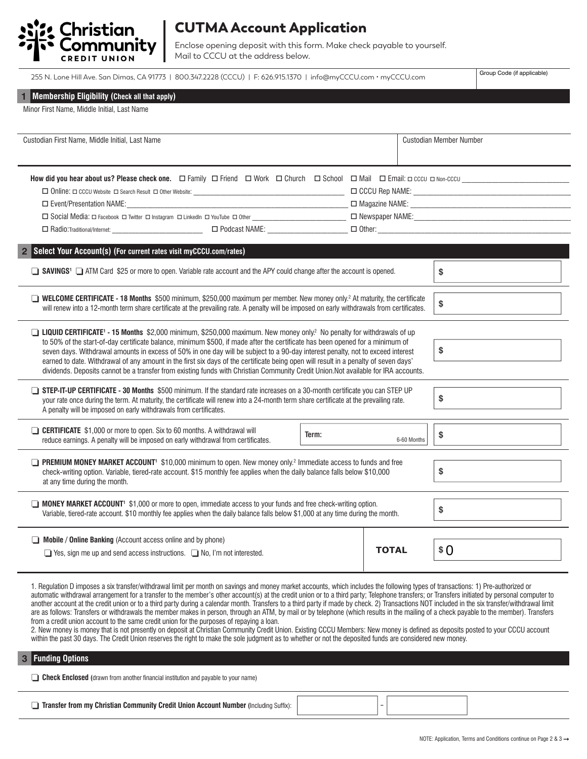# Christian Community CREDIT UNION

## CUTMA Account Application

Enclose opening deposit with this form. Make check payable to yourself.
Mail to CCCU at the address below.

255 N. Lone Hill Ave. San Dimas, CA 91773 | 800.347.2228 (CCCU) | F: 626.915.1370 | info@myCCCU.com • myCCCU.com

Group Code (if applicable)

## 1 Membership Eligibility (Check all that apply)

Minor First Name, Middle Initial, Last Name

| Custodian First Name, Middle Initial, Last Name | Custodian Member Number |
|---|---|
| | |

**How did you hear about us? Please check one.** ☐ Family ☐ Friend ☐ Work ☐ Church ☐ School ☐ Mail ☐ Email: ☐ CCCU ☐ Non-CCCU ____________

☐ Online: ☐ CCCU Website ☐ Search Result ☐ Other Website: ____________ ☐ CCCU Rep NAME: ____________

☐ Event/Presentation NAME: ____________ ☐ Magazine NAME: ____________

☐ Social Media: ☐ Facebook ☐ Twitter ☐ Instagram ☐ LinkedIn ☐ YouTube ☐ Other ____________ ☐ Newspaper NAME: ____________

☐ Radio: Traditional/Internet: ____________ ☐ Podcast NAME: ____________ ☐ Other: ____________

## 2 Select Your Account(s) (For current rates visit myCCCU.com/rates)

| Account | Amount |
|---|---|
| ☐ **SAVINGS**[1] ☐ ATM Card $25 or more to open. Variable rate account and the APY could change after the account is opened. | $ |
| ☐ **WELCOME CERTIFICATE - 18 Months** $500 minimum, $250,000 maximum per member. New money only.[2] At maturity, the certificate will renew into a 12-month term share certificate at the prevailing rate. A penalty will be imposed on early withdrawals from certificates. | $ |
| ☐ **LIQUID CERTIFICATE**[1] **- 15 Months** $2,000 minimum, $250,000 maximum. New money only.[2] No penalty for withdrawals of up to 50% of the start-of-day certificate balance, minimum $500, if made after the certificate has been opened for a minimum of seven days. Withdrawal amounts in excess of 50% in one day will be subject to a 90-day interest penalty, not to exceed interest earned to date. Withdrawal of any amount in the first six days of the certificate being open will result in a penalty of seven days' dividends. Deposits cannot be a transfer from existing funds with Christian Community Credit Union.Not available for IRA accounts. | $ |
| ☐ **STEP-IT-UP CERTIFICATE - 30 Months** $500 minimum. If the standard rate increases on a 30-month certificate you can STEP UP your rate once during the term. At maturity, the certificate will renew into a 24-month term share certificate at the prevailing rate. A penalty will be imposed on early withdrawals from certificates. | $ |
| ☐ **CERTIFICATE** $1,000 or more to open. Six to 60 months. A withdrawal will reduce earnings. A penalty will be imposed on early withdrawal from certificates. **Term:** ______ 6-60 Months | $ |
| ☐ **PREMIUM MONEY MARKET ACCOUNT**[1] $10,000 minimum to open. New money only.[2] Immediate access to funds and free check-writing option. Variable, tiered-rate account. $15 monthly fee applies when the daily balance falls below $10,000 at any time during the month. | $ |
| ☐ **MONEY MARKET ACCOUNT**[1] $1,000 or more to open, immediate access to your funds and free check-writing option. Variable, tiered-rate account. $10 monthly fee applies when the daily balance falls below $1,000 at any time during the month. | $ |
| ☐ **Mobile / Online Banking** (Account access online and by phone) ☐ Yes, sign me up and send access instructions. ☐ No, I'm not interested. **TOTAL** | $ 0 |

1. Regulation D imposes a six transfer/withdrawal limit per month on savings and money market accounts, which includes the following types of transactions: 1) Pre-authorized or automatic withdrawal arrangement for a transfer to the member's other account(s) at the credit union or to a third party; Telephone transfers; or Transfers initiated by personal computer to another account at the credit union or to a third party during a calendar month. Transfers to a third party if made by check. 2) Transactions NOT included in the six transfer/withdrawal limit are as follows: Transfers or withdrawals the member makes in person, through an ATM, by mail or by telephone (which results in the mailing of a check payable to the member). Transfers from a credit union account to the same credit union for the purposes of repaying a loan.

2. New money is money that is not presently on deposit at Christian Community Credit Union. Existing CCCU Members: New money is defined as deposits posted to your CCCU account within the past 30 days. The Credit Union reserves the right to make the sole judgment as to whether or not the deposited funds are considered new money.

## 3 Funding Options

☐ **Check Enclosed** (drawn from another financial institution and payable to your name)

☐ **Transfer from my Christian Community Credit Union Account Number** (Including Suffix): ____________ - ______

NOTE: Application, Terms and Conditions continue on Page 2 & 3 →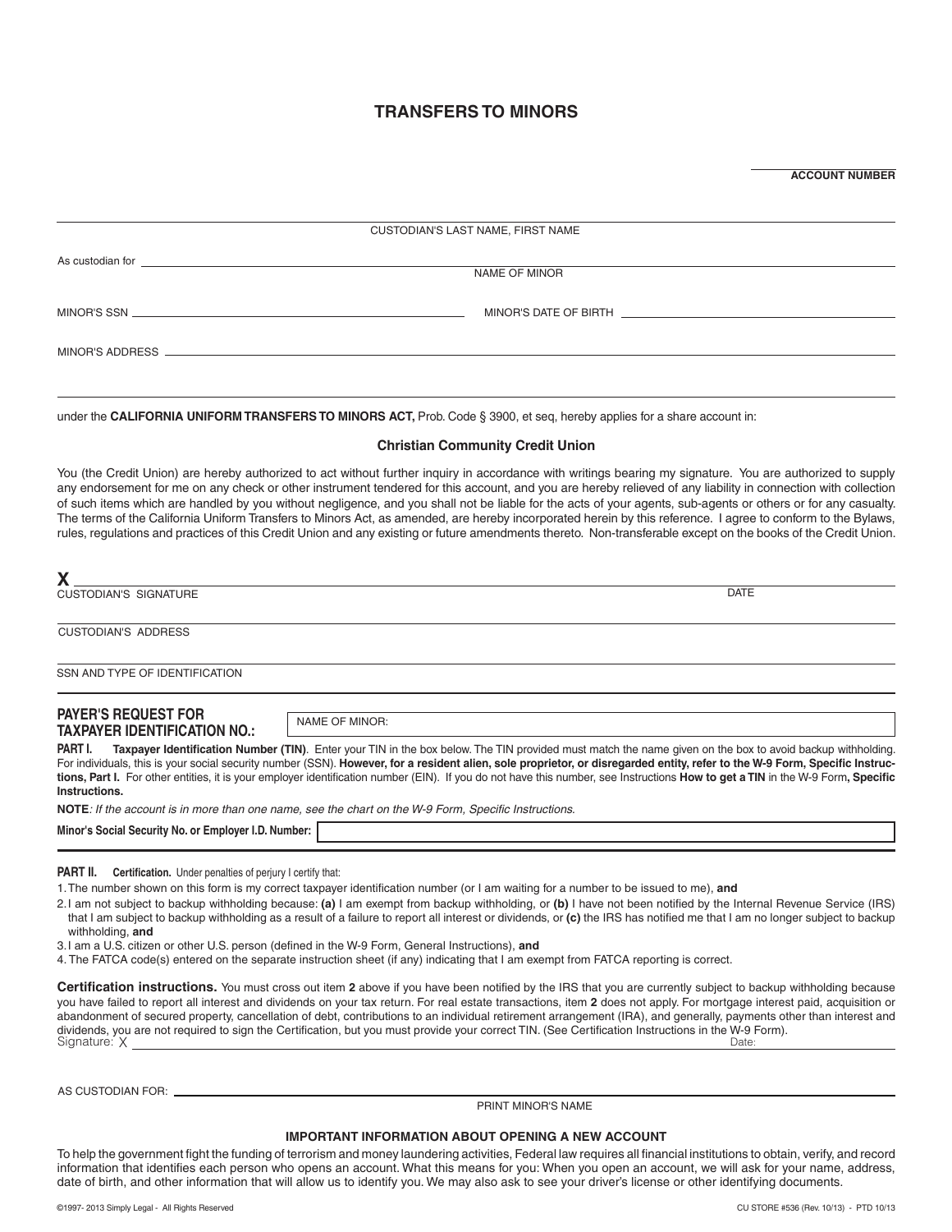# TRANSFERS TO MINORS

______________________
**ACCOUNT NUMBER**

______________________________________________
CUSTODIAN'S LAST NAME, FIRST NAME

As custodian for ______________________________________________
NAME OF MINOR

MINOR'S SSN ______________________ MINOR'S DATE OF BIRTH ______________________

MINOR'S ADDRESS ______________________________________________

______________________________________________

under the **CALIFORNIA UNIFORM TRANSFERS TO MINORS ACT,** Prob. Code § 3900, et seq, hereby applies for a share account in:

**Christian Community Credit Union**

You (the Credit Union) are hereby authorized to act without further inquiry in accordance with writings bearing my signature. You are authorized to supply any endorsement for me on any check or other instrument tendered for this account, and you are hereby relieved of any liability in connection with collection of such items which are handled by you without negligence, and you shall not be liable for the acts of your agents, sub-agents or others or for any casualty. The terms of the California Uniform Transfers to Minors Act, as amended, are hereby incorporated herein by this reference. I agree to conform to the Bylaws, rules, regulations and practices of this Credit Union and any existing or future amendments thereto. Non-transferable except on the books of the Credit Union.

**X** ______________________________________________
CUSTODIAN'S SIGNATURE DATE

______________________________________________
CUSTODIAN'S ADDRESS

______________________________________________
SSN AND TYPE OF IDENTIFICATION

**PAYER'S REQUEST FOR TAXPAYER IDENTIFICATION NO.:** NAME OF MINOR: ______________________

**PART I. Taxpayer Identification Number (TIN)**. Enter your TIN in the box below. The TIN provided must match the name given on the box to avoid backup withholding. For individuals, this is your social security number (SSN). **However, for a resident alien, sole proprietor, or disregarded entity, refer to the W-9 Form, Specific Instructions, Part I.** For other entities, it is your employer identification number (EIN). If you do not have this number, see Instructions **How to get a TIN** in the W-9 Form**, Specific Instructions.**

**NOTE***: If the account is in more than one name, see the chart on the W-9 Form, Specific Instructions.*

**Minor's Social Security No. or Employer I.D. Number:** ______________________

**PART II. Certification.** Under penalties of perjury I certify that:

1. The number shown on this form is my correct taxpayer identification number (or I am waiting for a number to be issued to me), **and**
2. I am not subject to backup withholding because: **(a)** I am exempt from backup withholding, or **(b)** I have not been notified by the Internal Revenue Service (IRS) that I am subject to backup withholding as a result of a failure to report all interest or dividends, or **(c)** the IRS has notified me that I am no longer subject to backup withholding, **and**
3. I am a U.S. citizen or other U.S. person (defined in the W-9 Form, General Instructions), **and**
4. The FATCA code(s) entered on the separate instruction sheet (if any) indicating that I am exempt from FATCA reporting is correct.

**Certification instructions.** You must cross out item **2** above if you have been notified by the IRS that you are currently subject to backup withholding because you have failed to report all interest and dividends on your tax return. For real estate transactions, item **2** does not apply. For mortgage interest paid, acquisition or abandonment of secured property, cancellation of debt, contributions to an individual retirement arrangement (IRA), and generally, payments other than interest and dividends, you are not required to sign the Certification, but you must provide your correct TIN. (See Certification Instructions in the W-9 Form).

Signature: X ______________________________________________ Date: ______________

AS CUSTODIAN FOR: ______________________________________________
PRINT MINOR'S NAME

### IMPORTANT INFORMATION ABOUT OPENING A NEW ACCOUNT

To help the government fight the funding of terrorism and money laundering activities, Federal law requires all financial institutions to obtain, verify, and record information that identifies each person who opens an account. What this means for you: When you open an account, we will ask for your name, address, date of birth, and other information that will allow us to identify you. We may also ask to see your driver's license or other identifying documents.

©1997- 2013 Simply Legal - All Rights Reserved CU STORE #536 (Rev. 10/13) - PTD 10/13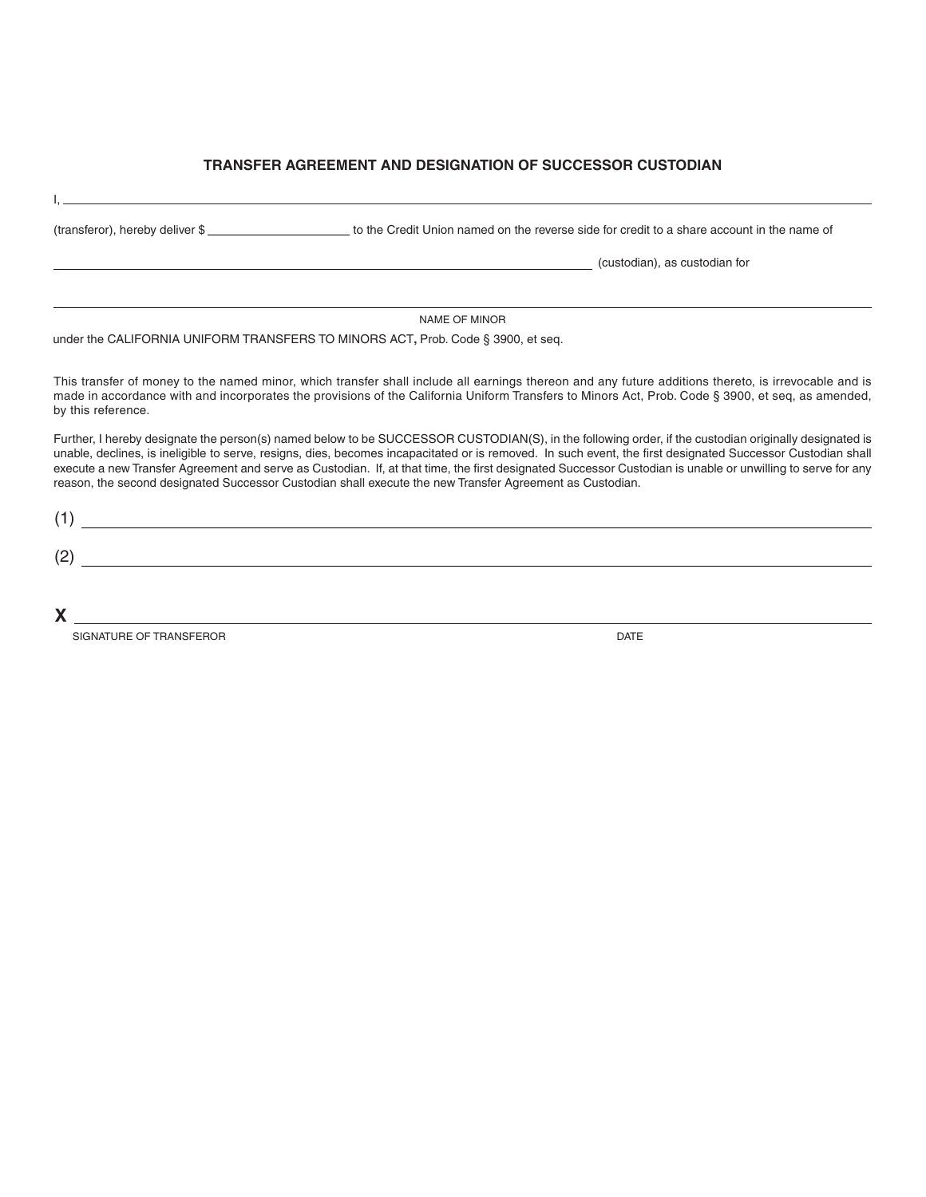## TRANSFER AGREEMENT AND DESIGNATION OF SUCCESSOR CUSTODIAN

I, \_\_\_\_\_\_\_\_\_\_\_\_\_\_\_\_\_\_\_\_\_\_\_\_\_\_\_\_\_\_\_\_\_\_\_\_\_\_\_\_

(transferor), hereby deliver $ \_\_\_\_\_\_\_\_\_\_\_\_\_\_\_\_ to the Credit Union named on the reverse side for credit to a share account in the name of

\_\_\_\_\_\_\_\_\_\_\_\_\_\_\_\_\_\_\_\_\_\_\_\_\_\_\_\_\_\_\_\_\_\_\_\_\_\_\_\_ (custodian), as custodian for

\_\_\_\_\_\_\_\_\_\_\_\_\_\_\_\_\_\_\_\_\_\_\_\_\_\_\_\_\_\_\_\_\_\_\_\_\_\_\_\_

NAME OF MINOR

under the CALIFORNIA UNIFORM TRANSFERS TO MINORS ACT**,** Prob. Code § 3900, et seq.

This transfer of money to the named minor, which transfer shall include all earnings thereon and any future additions thereto, is irrevocable and is made in accordance with and incorporates the provisions of the California Uniform Transfers to Minors Act, Prob. Code § 3900, et seq, as amended, by this reference.

Further, I hereby designate the person(s) named below to be SUCCESSOR CUSTODIAN(S), in the following order, if the custodian originally designated is unable, declines, is ineligible to serve, resigns, dies, becomes incapacitated or is removed. In such event, the first designated Successor Custodian shall execute a new Transfer Agreement and serve as Custodian. If, at that time, the first designated Successor Custodian is unable or unwilling to serve for any reason, the second designated Successor Custodian shall execute the new Transfer Agreement as Custodian.

(1) \_\_\_\_\_\_\_\_\_\_\_\_\_\_\_\_\_\_\_\_\_\_\_\_\_\_\_\_\_\_\_\_\_\_\_\_\_\_\_\_

(2) \_\_\_\_\_\_\_\_\_\_\_\_\_\_\_\_\_\_\_\_\_\_\_\_\_\_\_\_\_\_\_\_\_\_\_\_\_\_\_\_

**X** \_\_\_\_\_\_\_\_\_\_\_\_\_\_\_\_\_\_\_\_\_\_\_\_\_\_\_\_\_\_\_\_\_\_\_\_\_\_\_\_

SIGNATURE OF TRANSFEROR DATE